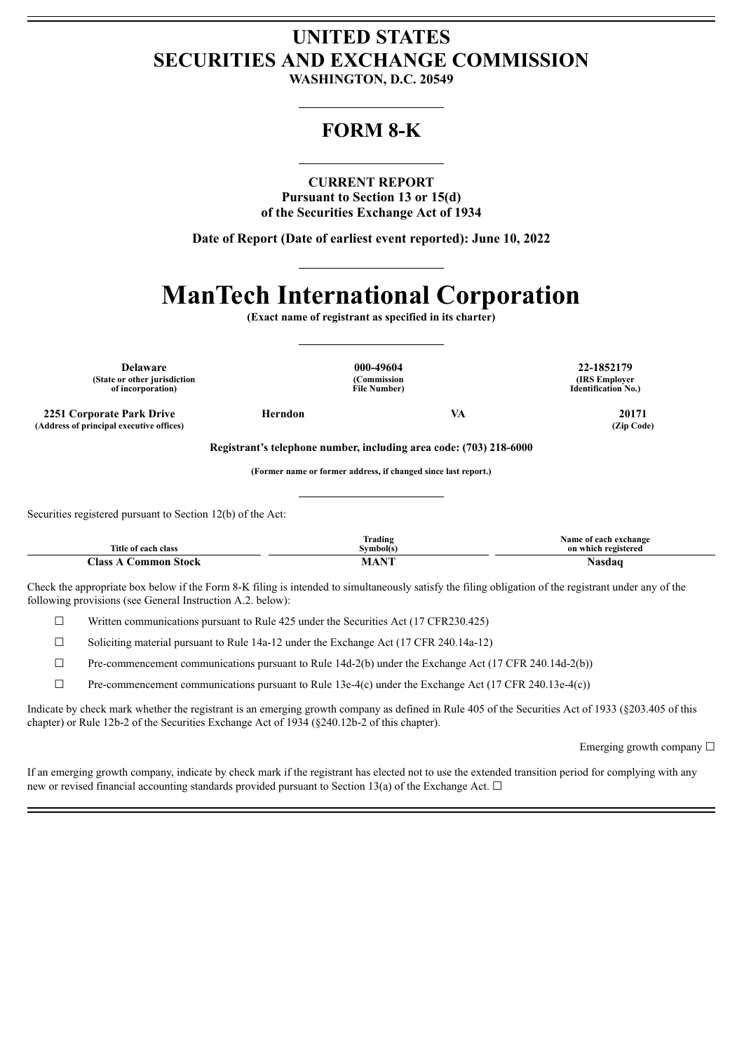# UNITED STATES
# SECURITIES AND EXCHANGE COMMISSION

**WASHINGTON, D.C. 20549**

## FORM 8-K

**CURRENT REPORT**
**Pursuant to Section 13 or 15(d)**
**of the Securities Exchange Act of 1934**

**Date of Report (Date of earliest event reported): June 10, 2022**

# ManTech International Corporation

**(Exact name of registrant as specified in its charter)**

| Delaware | 000-49604 | 22-1852179 |
|---|---|---|
| (State or other jurisdiction of incorporation) | (Commission File Number) | (IRS Employer Identification No.) |

| 2251 Corporate Park Drive | Herndon | VA | 20171 |
|---|---|---|---|
| (Address of principal executive offices) | | | (Zip Code) |

**Registrant's telephone number, including area code: (703) 218-6000**

**(Former name or former address, if changed since last report.)**

Securities registered pursuant to Section 12(b) of the Act:

| Title of each class | Trading Symbol(s) | Name of each exchange on which registered |
|---|---|---|
| Class A Common Stock | MANT | Nasdaq |

Check the appropriate box below if the Form 8-K filing is intended to simultaneously satisfy the filing obligation of the registrant under any of the following provisions (see General Instruction A.2. below):

☐ Written communications pursuant to Rule 425 under the Securities Act (17 CFR230.425)

☐ Soliciting material pursuant to Rule 14a-12 under the Exchange Act (17 CFR 240.14a-12)

☐ Pre-commencement communications pursuant to Rule 14d-2(b) under the Exchange Act (17 CFR 240.14d-2(b))

☐ Pre-commencement communications pursuant to Rule 13e-4(c) under the Exchange Act (17 CFR 240.13e-4(c))

Indicate by check mark whether the registrant is an emerging growth company as defined in Rule 405 of the Securities Act of 1933 (§203.405 of this chapter) or Rule 12b-2 of the Securities Exchange Act of 1934 (§240.12b-2 of this chapter).

Emerging growth company ☐

If an emerging growth company, indicate by check mark if the registrant has elected not to use the extended transition period for complying with any new or revised financial accounting standards provided pursuant to Section 13(a) of the Exchange Act. ☐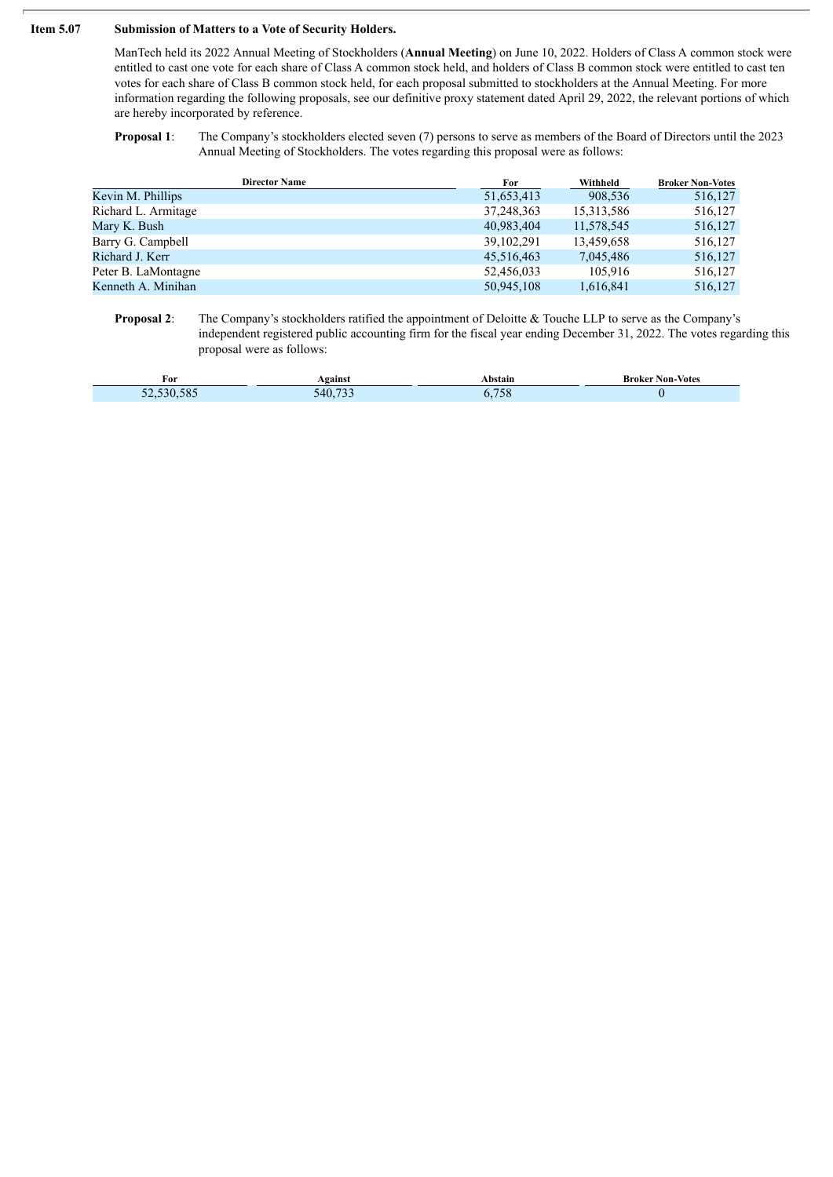**Item 5.07 Submission of Matters to a Vote of Security Holders.**

ManTech held its 2022 Annual Meeting of Stockholders (**Annual Meeting**) on June 10, 2022. Holders of Class A common stock were entitled to cast one vote for each share of Class A common stock held, and holders of Class B common stock were entitled to cast ten votes for each share of Class B common stock held, for each proposal submitted to stockholders at the Annual Meeting. For more information regarding the following proposals, see our definitive proxy statement dated April 29, 2022, the relevant portions of which are hereby incorporated by reference.

**Proposal 1**: The Company's stockholders elected seven (7) persons to serve as members of the Board of Directors until the 2023 Annual Meeting of Stockholders. The votes regarding this proposal were as follows:

| Director Name | For | Withheld | Broker Non-Votes |
|---|---|---|---|
| Kevin M. Phillips | 51,653,413 | 908,536 | 516,127 |
| Richard L. Armitage | 37,248,363 | 15,313,586 | 516,127 |
| Mary K. Bush | 40,983,404 | 11,578,545 | 516,127 |
| Barry G. Campbell | 39,102,291 | 13,459,658 | 516,127 |
| Richard J. Kerr | 45,516,463 | 7,045,486 | 516,127 |
| Peter B. LaMontagne | 52,456,033 | 105,916 | 516,127 |
| Kenneth A. Minihan | 50,945,108 | 1,616,841 | 516,127 |

**Proposal 2**: The Company's stockholders ratified the appointment of Deloitte & Touche LLP to serve as the Company's independent registered public accounting firm for the fiscal year ending December 31, 2022. The votes regarding this proposal were as follows:

| For | Against | Abstain | Broker Non-Votes |
|---|---|---|---|
| 52,530,585 | 540,733 | 6,758 | 0 |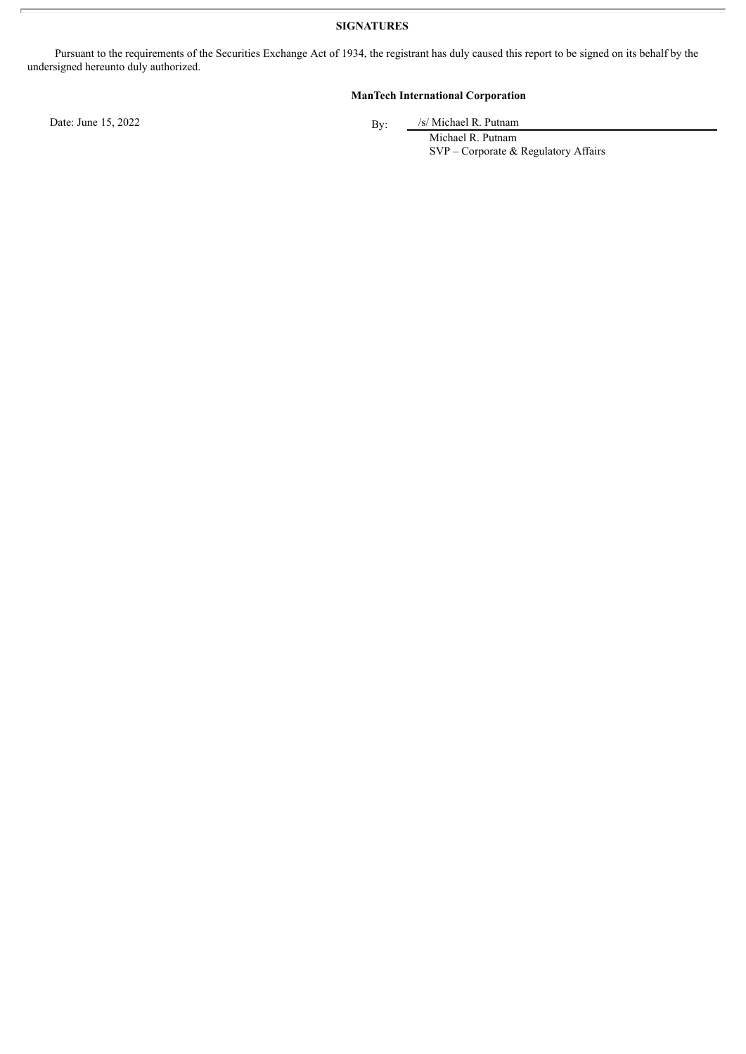## SIGNATURES

Pursuant to the requirements of the Securities Exchange Act of 1934, the registrant has duly caused this report to be signed on its behalf by the undersigned hereunto duly authorized.

**ManTech International Corporation**

Date: June 15, 2022

By: /s/ Michael R. Putnam

Michael R. Putnam

SVP – Corporate & Regulatory Affairs